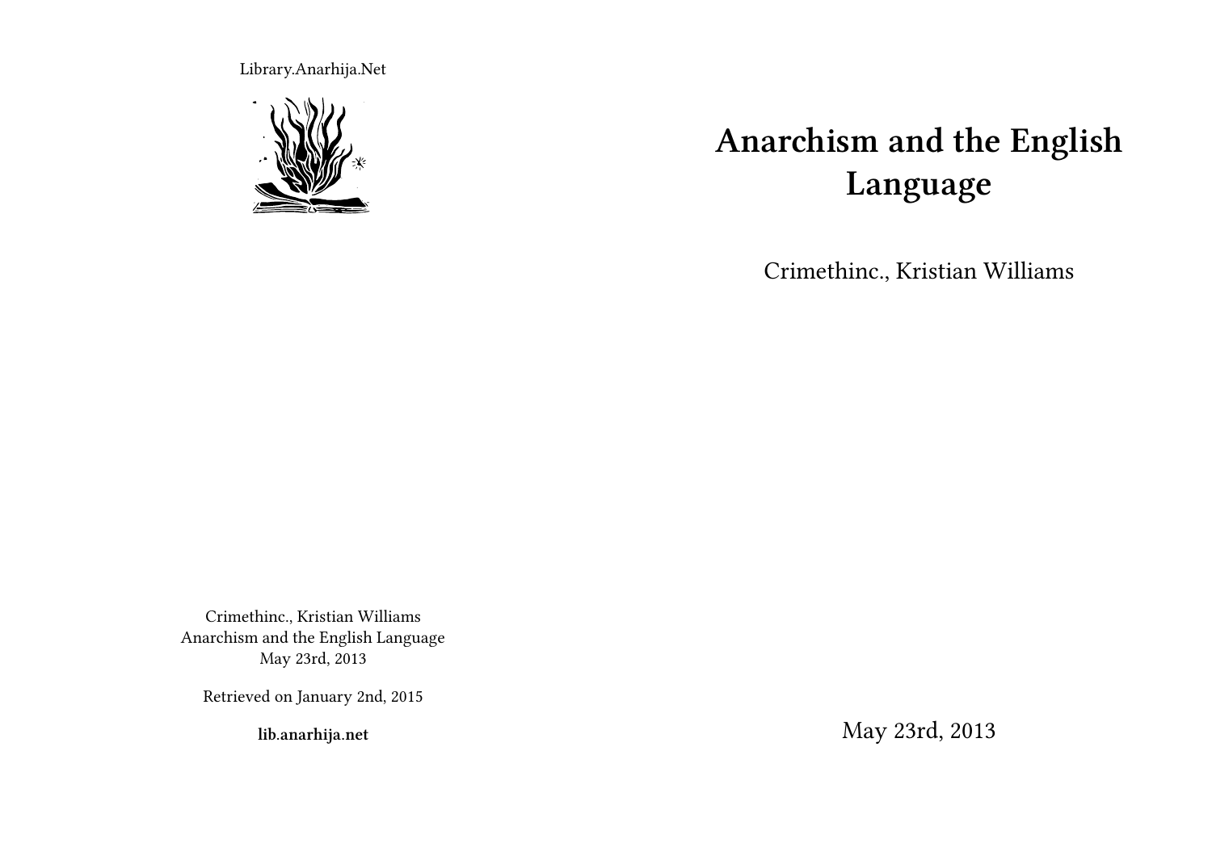Library.Anarhija.Net

# Anarchism and the English Language

Crimethinc., Kristian Williams

May 23rd, 2013

Crimethinc., Kristian Williams
Anarchism and the English Language
May 23rd, 2013

Retrieved on January 2nd, 2015

**lib.anarhija.net**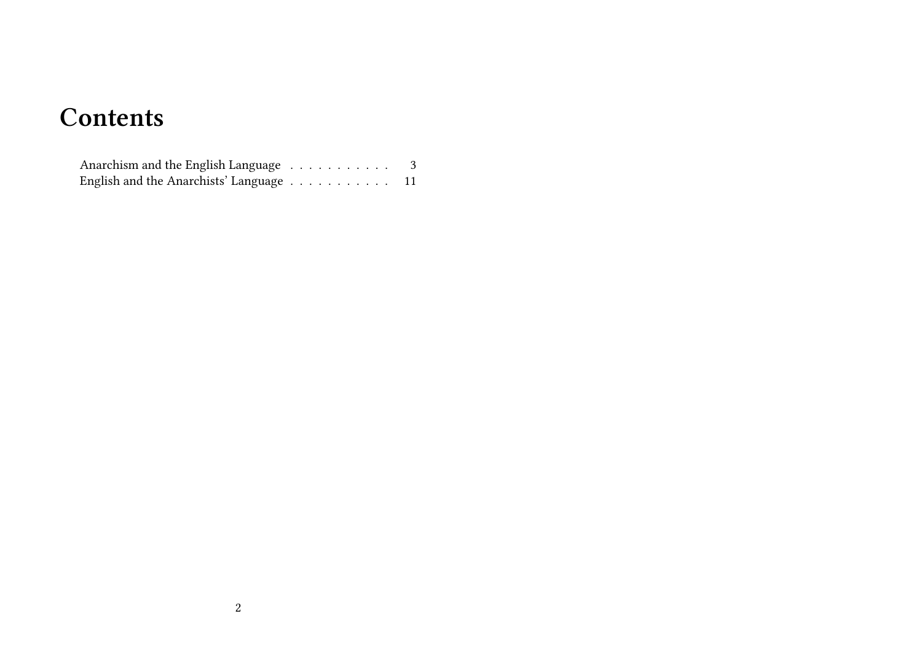# Contents

Anarchism and the English Language . . . . . . . . . . . 3
English and the Anarchists' Language . . . . . . . . . . . 11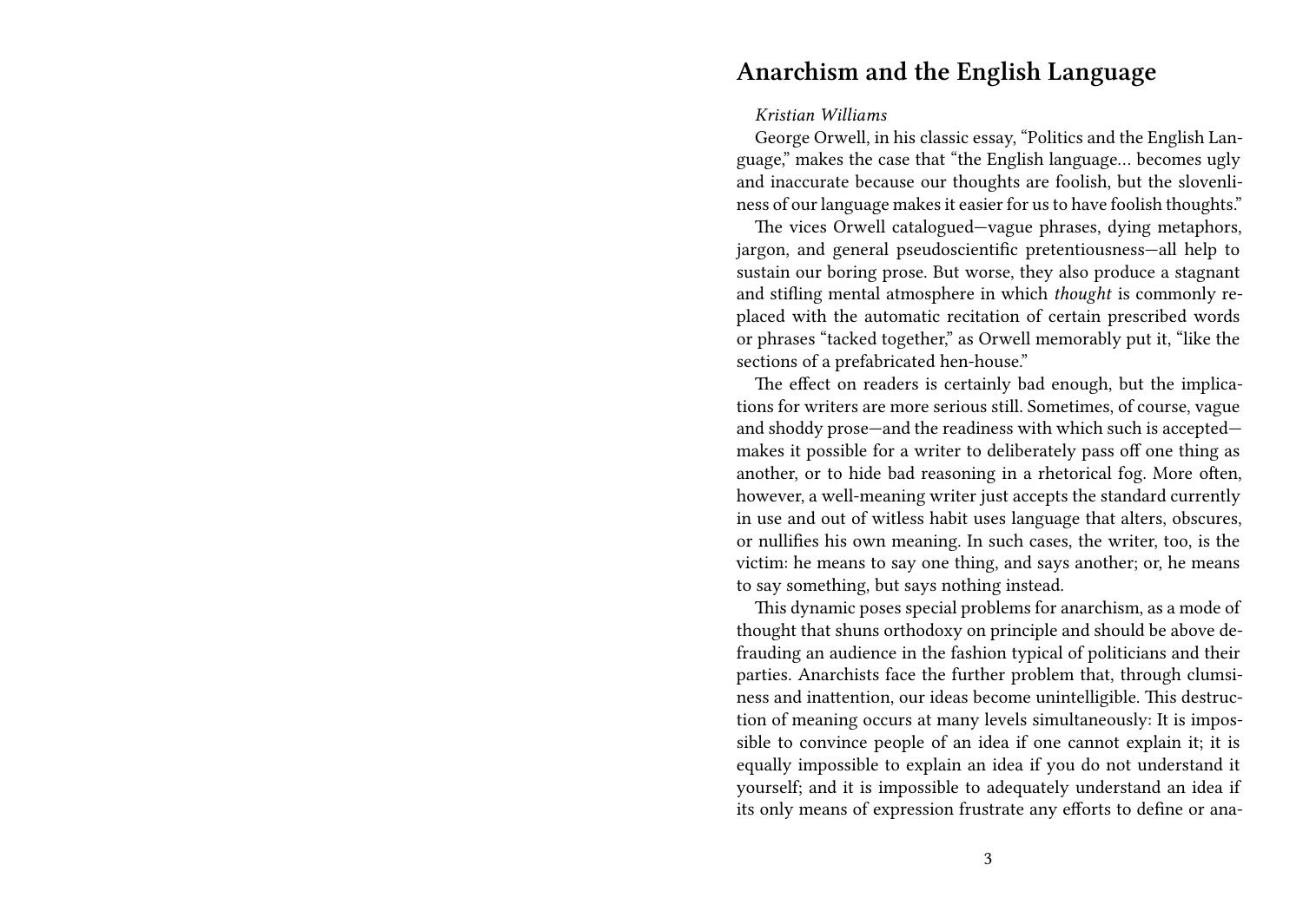# Anarchism and the English Language

*Kristian Williams*

George Orwell, in his classic essay, "Politics and the English Language," makes the case that "the English language… becomes ugly and inaccurate because our thoughts are foolish, but the slovenliness of our language makes it easier for us to have foolish thoughts."

The vices Orwell catalogued—vague phrases, dying metaphors, jargon, and general pseudoscientific pretentiousness—all help to sustain our boring prose. But worse, they also produce a stagnant and stifling mental atmosphere in which *thought* is commonly replaced with the automatic recitation of certain prescribed words or phrases "tacked together," as Orwell memorably put it, "like the sections of a prefabricated hen-house."

The effect on readers is certainly bad enough, but the implications for writers are more serious still. Sometimes, of course, vague and shoddy prose—and the readiness with which such is accepted—makes it possible for a writer to deliberately pass off one thing as another, or to hide bad reasoning in a rhetorical fog. More often, however, a well-meaning writer just accepts the standard currently in use and out of witless habit uses language that alters, obscures, or nullifies his own meaning. In such cases, the writer, too, is the victim: he means to say one thing, and says another; or, he means to say something, but says nothing instead.

This dynamic poses special problems for anarchism, as a mode of thought that shuns orthodoxy on principle and should be above defrauding an audience in the fashion typical of politicians and their parties. Anarchists face the further problem that, through clumsiness and inattention, our ideas become unintelligible. This destruction of meaning occurs at many levels simultaneously: It is impossible to convince people of an idea if one cannot explain it; it is equally impossible to explain an idea if you do not understand it yourself; and it is impossible to adequately understand an idea if its only means of expression frustrate any efforts to define or ana-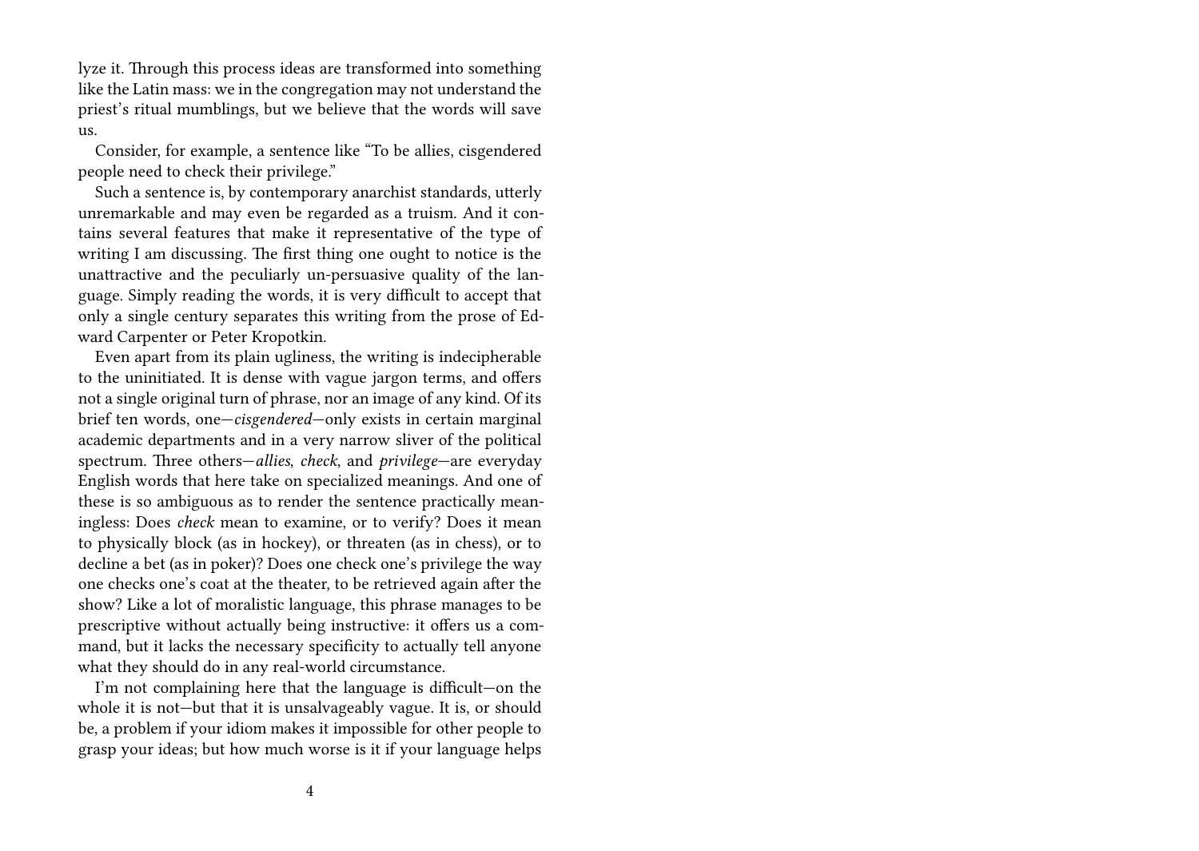lyze it. Through this process ideas are transformed into something like the Latin mass: we in the congregation may not understand the priest's ritual mumblings, but we believe that the words will save us.

Consider, for example, a sentence like "To be allies, cisgendered people need to check their privilege."

Such a sentence is, by contemporary anarchist standards, utterly unremarkable and may even be regarded as a truism. And it contains several features that make it representative of the type of writing I am discussing. The first thing one ought to notice is the unattractive and the peculiarly un-persuasive quality of the language. Simply reading the words, it is very difficult to accept that only a single century separates this writing from the prose of Edward Carpenter or Peter Kropotkin.

Even apart from its plain ugliness, the writing is indecipherable to the uninitiated. It is dense with vague jargon terms, and offers not a single original turn of phrase, nor an image of any kind. Of its brief ten words, one—*cisgendered*—only exists in certain marginal academic departments and in a very narrow sliver of the political spectrum. Three others—*allies*, *check*, and *privilege*—are everyday English words that here take on specialized meanings. And one of these is so ambiguous as to render the sentence practically meaningless: Does *check* mean to examine, or to verify? Does it mean to physically block (as in hockey), or threaten (as in chess), or to decline a bet (as in poker)? Does one check one's privilege the way one checks one's coat at the theater, to be retrieved again after the show? Like a lot of moralistic language, this phrase manages to be prescriptive without actually being instructive: it offers us a command, but it lacks the necessary specificity to actually tell anyone what they should do in any real-world circumstance.

I'm not complaining here that the language is difficult—on the whole it is not—but that it is unsalvageably vague. It is, or should be, a problem if your idiom makes it impossible for other people to grasp your ideas; but how much worse is it if your language helps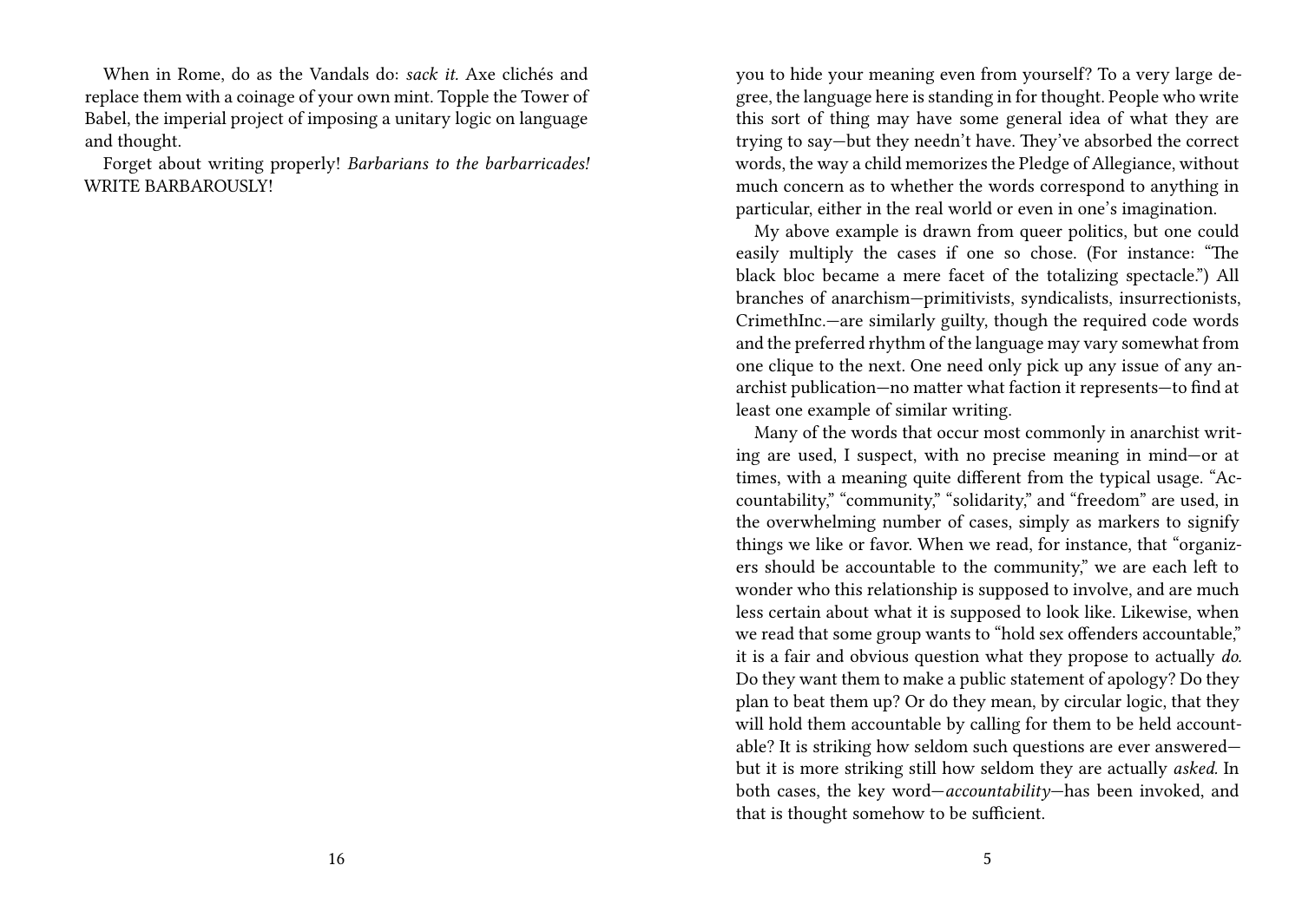When in Rome, do as the Vandals do: *sack it.* Axe clichés and replace them with a coinage of your own mint. Topple the Tower of Babel, the imperial project of imposing a unitary logic on language and thought.

Forget about writing properly! *Barbarians to the barbarricades!* WRITE BARBAROUSLY!

you to hide your meaning even from yourself? To a very large degree, the language here is standing in for thought. People who write this sort of thing may have some general idea of what they are trying to say—but they needn't have. They've absorbed the correct words, the way a child memorizes the Pledge of Allegiance, without much concern as to whether the words correspond to anything in particular, either in the real world or even in one's imagination.

My above example is drawn from queer politics, but one could easily multiply the cases if one so chose. (For instance: "The black bloc became a mere facet of the totalizing spectacle.") All branches of anarchism—primitivists, syndicalists, insurrectionists, CrimethInc.—are similarly guilty, though the required code words and the preferred rhythm of the language may vary somewhat from one clique to the next. One need only pick up any issue of any anarchist publication—no matter what faction it represents—to find at least one example of similar writing.

Many of the words that occur most commonly in anarchist writing are used, I suspect, with no precise meaning in mind—or at times, with a meaning quite different from the typical usage. "Accountability," "community," "solidarity," and "freedom" are used, in the overwhelming number of cases, simply as markers to signify things we like or favor. When we read, for instance, that "organizers should be accountable to the community," we are each left to wonder who this relationship is supposed to involve, and are much less certain about what it is supposed to look like. Likewise, when we read that some group wants to "hold sex offenders accountable," it is a fair and obvious question what they propose to actually *do.* Do they want them to make a public statement of apology? Do they plan to beat them up? Or do they mean, by circular logic, that they will hold them accountable by calling for them to be held accountable? It is striking how seldom such questions are ever answered—but it is more striking still how seldom they are actually *asked.* In both cases, the key word—*accountability*—has been invoked, and that is thought somehow to be sufficient.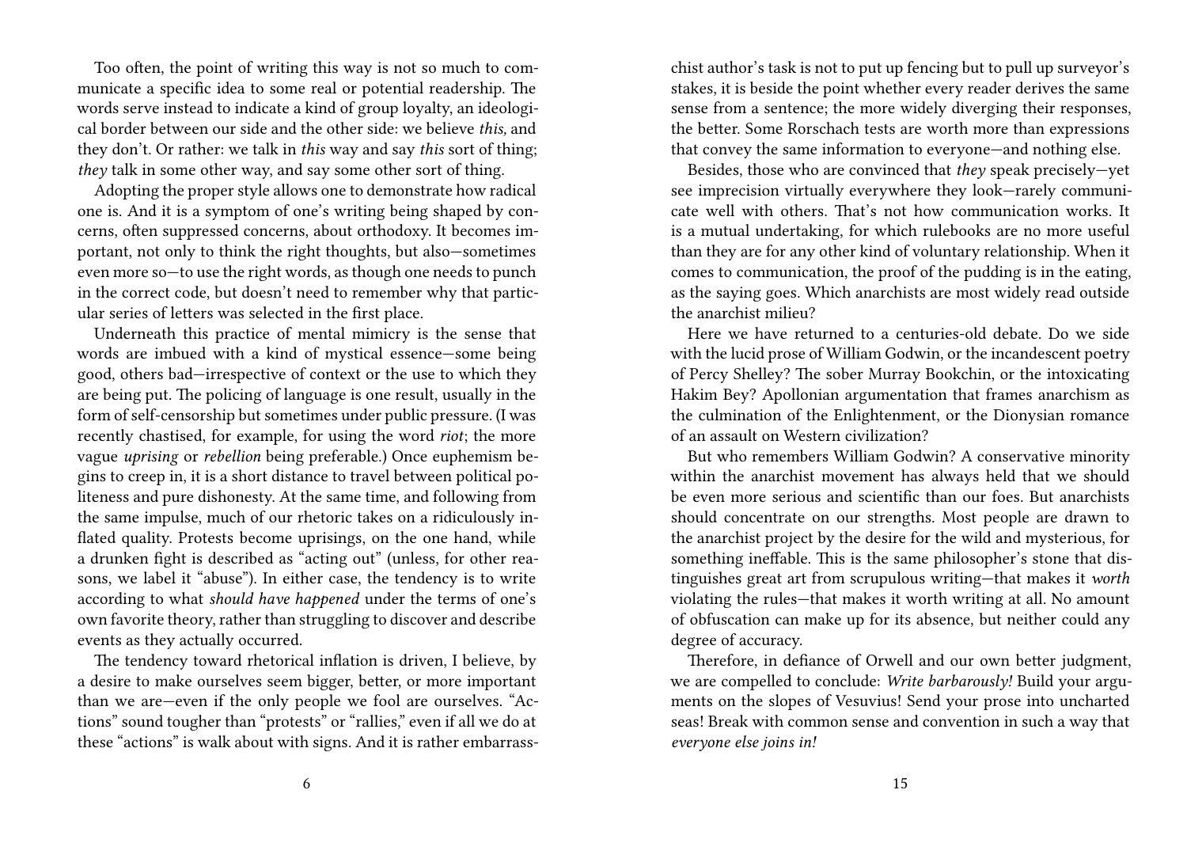Too often, the point of writing this way is not so much to communicate a specific idea to some real or potential readership. The words serve instead to indicate a kind of group loyalty, an ideological border between our side and the other side: we believe *this,* and they don't. Or rather: we talk in *this* way and say *this* sort of thing; *they* talk in some other way, and say some other sort of thing.

Adopting the proper style allows one to demonstrate how radical one is. And it is a symptom of one's writing being shaped by concerns, often suppressed concerns, about orthodoxy. It becomes important, not only to think the right thoughts, but also—sometimes even more so—to use the right words, as though one needs to punch in the correct code, but doesn't need to remember why that particular series of letters was selected in the first place.

Underneath this practice of mental mimicry is the sense that words are imbued with a kind of mystical essence—some being good, others bad—irrespective of context or the use to which they are being put. The policing of language is one result, usually in the form of self-censorship but sometimes under public pressure. (I was recently chastised, for example, for using the word *riot*; the more vague *uprising* or *rebellion* being preferable.) Once euphemism begins to creep in, it is a short distance to travel between political politeness and pure dishonesty. At the same time, and following from the same impulse, much of our rhetoric takes on a ridiculously inflated quality. Protests become uprisings, on the one hand, while a drunken fight is described as "acting out" (unless, for other reasons, we label it "abuse"). In either case, the tendency is to write according to what *should have happened* under the terms of one's own favorite theory, rather than struggling to discover and describe events as they actually occurred.

The tendency toward rhetorical inflation is driven, I believe, by a desire to make ourselves seem bigger, better, or more important than we are—even if the only people we fool are ourselves. "Actions" sound tougher than "protests" or "rallies," even if all we do at these "actions" is walk about with signs. And it is rather embarrass-

chist author's task is not to put up fencing but to pull up surveyor's stakes, it is beside the point whether every reader derives the same sense from a sentence; the more widely diverging their responses, the better. Some Rorschach tests are worth more than expressions that convey the same information to everyone—and nothing else.

Besides, those who are convinced that *they* speak precisely—yet see imprecision virtually everywhere they look—rarely communicate well with others. That's not how communication works. It is a mutual undertaking, for which rulebooks are no more useful than they are for any other kind of voluntary relationship. When it comes to communication, the proof of the pudding is in the eating, as the saying goes. Which anarchists are most widely read outside the anarchist milieu?

Here we have returned to a centuries-old debate. Do we side with the lucid prose of William Godwin, or the incandescent poetry of Percy Shelley? The sober Murray Bookchin, or the intoxicating Hakim Bey? Apollonian argumentation that frames anarchism as the culmination of the Enlightenment, or the Dionysian romance of an assault on Western civilization?

But who remembers William Godwin? A conservative minority within the anarchist movement has always held that we should be even more serious and scientific than our foes. But anarchists should concentrate on our strengths. Most people are drawn to the anarchist project by the desire for the wild and mysterious, for something ineffable. This is the same philosopher's stone that distinguishes great art from scrupulous writing—that makes it *worth* violating the rules—that makes it worth writing at all. No amount of obfuscation can make up for its absence, but neither could any degree of accuracy.

Therefore, in defiance of Orwell and our own better judgment, we are compelled to conclude: *Write barbarously!* Build your arguments on the slopes of Vesuvius! Send your prose into uncharted seas! Break with common sense and convention in such a way that *everyone else joins in!*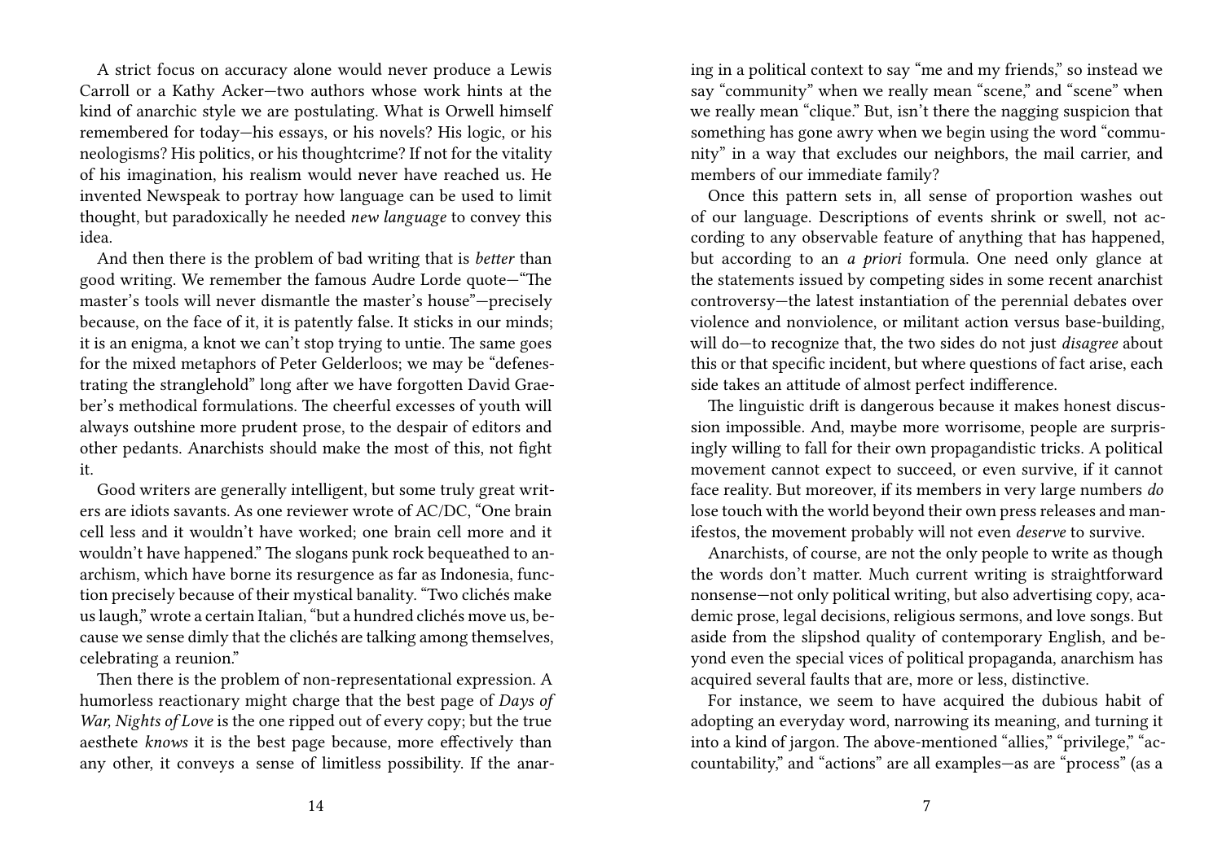A strict focus on accuracy alone would never produce a Lewis Carroll or a Kathy Acker—two authors whose work hints at the kind of anarchic style we are postulating. What is Orwell himself remembered for today—his essays, or his novels? His logic, or his neologisms? His politics, or his thoughtcrime? If not for the vitality of his imagination, his realism would never have reached us. He invented Newspeak to portray how language can be used to limit thought, but paradoxically he needed *new language* to convey this idea.

And then there is the problem of bad writing that is *better* than good writing. We remember the famous Audre Lorde quote—"The master's tools will never dismantle the master's house"—precisely because, on the face of it, it is patently false. It sticks in our minds; it is an enigma, a knot we can't stop trying to untie. The same goes for the mixed metaphors of Peter Gelderloos; we may be "defenestrating the stranglehold" long after we have forgotten David Graeber's methodical formulations. The cheerful excesses of youth will always outshine more prudent prose, to the despair of editors and other pedants. Anarchists should make the most of this, not fight it.

Good writers are generally intelligent, but some truly great writers are idiots savants. As one reviewer wrote of AC/DC, "One brain cell less and it wouldn't have worked; one brain cell more and it wouldn't have happened." The slogans punk rock bequeathed to anarchism, which have borne its resurgence as far as Indonesia, function precisely because of their mystical banality. "Two clichés make us laugh," wrote a certain Italian, "but a hundred clichés move us, because we sense dimly that the clichés are talking among themselves, celebrating a reunion."

Then there is the problem of non-representational expression. A humorless reactionary might charge that the best page of *Days of War, Nights of Love* is the one ripped out of every copy; but the true aesthete *knows* it is the best page because, more effectively than any other, it conveys a sense of limitless possibility. If the anar-

ing in a political context to say "me and my friends," so instead we say "community" when we really mean "scene," and "scene" when we really mean "clique." But, isn't there the nagging suspicion that something has gone awry when we begin using the word "community" in a way that excludes our neighbors, the mail carrier, and members of our immediate family?

Once this pattern sets in, all sense of proportion washes out of our language. Descriptions of events shrink or swell, not according to any observable feature of anything that has happened, but according to an *a priori* formula. One need only glance at the statements issued by competing sides in some recent anarchist controversy—the latest instantiation of the perennial debates over violence and nonviolence, or militant action versus base-building, will do—to recognize that, the two sides do not just *disagree* about this or that specific incident, but where questions of fact arise, each side takes an attitude of almost perfect indifference.

The linguistic drift is dangerous because it makes honest discussion impossible. And, maybe more worrisome, people are surprisingly willing to fall for their own propagandistic tricks. A political movement cannot expect to succeed, or even survive, if it cannot face reality. But moreover, if its members in very large numbers *do* lose touch with the world beyond their own press releases and manifestos, the movement probably will not even *deserve* to survive.

Anarchists, of course, are not the only people to write as though the words don't matter. Much current writing is straightforward nonsense—not only political writing, but also advertising copy, academic prose, legal decisions, religious sermons, and love songs. But aside from the slipshod quality of contemporary English, and beyond even the special vices of political propaganda, anarchism has acquired several faults that are, more or less, distinctive.

For instance, we seem to have acquired the dubious habit of adopting an everyday word, narrowing its meaning, and turning it into a kind of jargon. The above-mentioned "allies," "privilege," "accountability," and "actions" are all examples—as are "process" (as a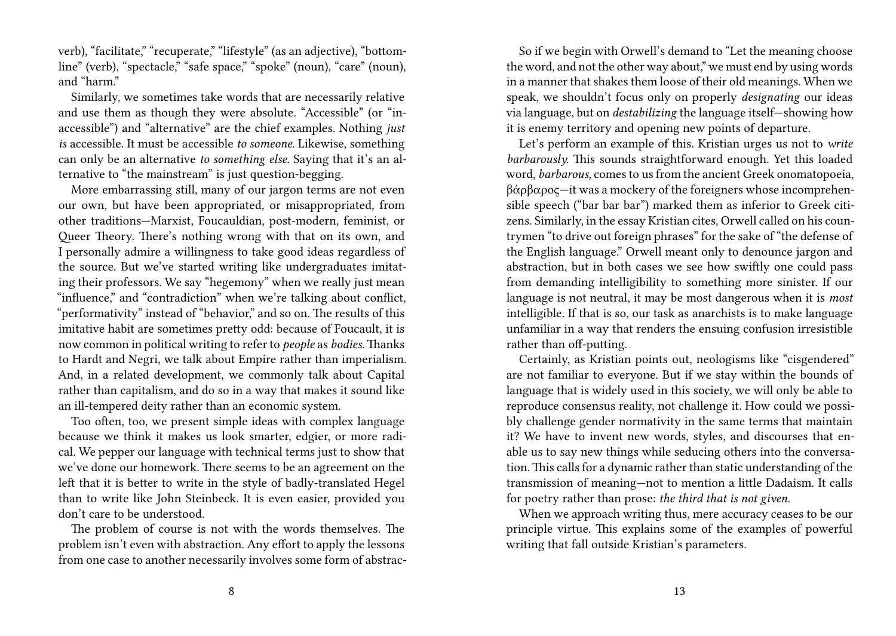verb), "facilitate," "recuperate," "lifestyle" (as an adjective), "bottom-line" (verb), "spectacle," "safe space," "spoke" (noun), "care" (noun), and "harm."

Similarly, we sometimes take words that are necessarily relative and use them as though they were absolute. "Accessible" (or "inaccessible") and "alternative" are the chief examples. Nothing *just is* accessible. It must be accessible *to someone.* Likewise, something can only be an alternative *to something else.* Saying that it's an alternative to "the mainstream" is just question-begging.

More embarrassing still, many of our jargon terms are not even our own, but have been appropriated, or misappropriated, from other traditions—Marxist, Foucauldian, post-modern, feminist, or Queer Theory. There's nothing wrong with that on its own, and I personally admire a willingness to take good ideas regardless of the source. But we've started writing like undergraduates imitating their professors. We say "hegemony" when we really just mean "influence," and "contradiction" when we're talking about conflict, "performativity" instead of "behavior," and so on. The results of this imitative habit are sometimes pretty odd: because of Foucault, it is now common in political writing to refer to *people* as *bodies.* Thanks to Hardt and Negri, we talk about Empire rather than imperialism. And, in a related development, we commonly talk about Capital rather than capitalism, and do so in a way that makes it sound like an ill-tempered deity rather than an economic system.

Too often, too, we present simple ideas with complex language because we think it makes us look smarter, edgier, or more radical. We pepper our language with technical terms just to show that we've done our homework. There seems to be an agreement on the left that it is better to write in the style of badly-translated Hegel than to write like John Steinbeck. It is even easier, provided you don't care to be understood.

The problem of course is not with the words themselves. The problem isn't even with abstraction. Any effort to apply the lessons from one case to another necessarily involves some form of abstrac-

So if we begin with Orwell's demand to "Let the meaning choose the word, and not the other way about," we must end by using words in a manner that shakes them loose of their old meanings. When we speak, we shouldn't focus only on properly *designating* our ideas via language, but on *destabilizing* the language itself—showing how it is enemy territory and opening new points of departure.

Let's perform an example of this. Kristian urges us not to *write barbarously.* This sounds straightforward enough. Yet this loaded word, *barbarous,* comes to us from the ancient Greek onomatopoeia, βάρβαρος—it was a mockery of the foreigners whose incomprehensible speech ("bar bar bar") marked them as inferior to Greek citizens. Similarly, in the essay Kristian cites, Orwell called on his countrymen "to drive out foreign phrases" for the sake of "the defense of the English language." Orwell meant only to denounce jargon and abstraction, but in both cases we see how swiftly one could pass from demanding intelligibility to something more sinister. If our language is not neutral, it may be most dangerous when it is *most* intelligible. If that is so, our task as anarchists is to make language unfamiliar in a way that renders the ensuing confusion irresistible rather than off-putting.

Certainly, as Kristian points out, neologisms like "cisgendered" are not familiar to everyone. But if we stay within the bounds of language that is widely used in this society, we will only be able to reproduce consensus reality, not challenge it. How could we possibly challenge gender normativity in the same terms that maintain it? We have to invent new words, styles, and discourses that enable us to say new things while seducing others into the conversation. This calls for a dynamic rather than static understanding of the transmission of meaning—not to mention a little Dadaism. It calls for poetry rather than prose: *the third that is not given.*

When we approach writing thus, mere accuracy ceases to be our principle virtue. This explains some of the examples of powerful writing that fall outside Kristian's parameters.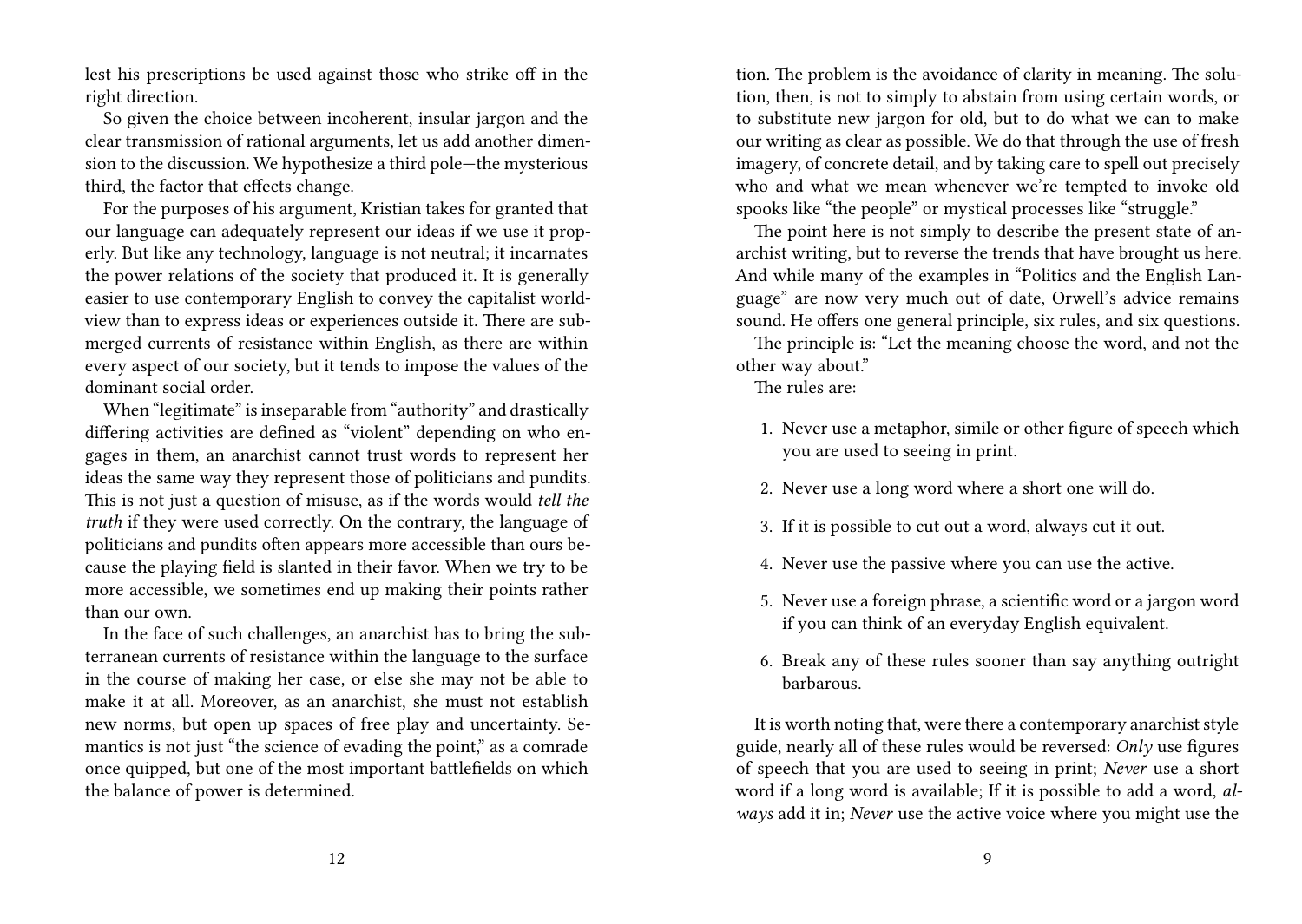lest his prescriptions be used against those who strike off in the right direction.

So given the choice between incoherent, insular jargon and the clear transmission of rational arguments, let us add another dimension to the discussion. We hypothesize a third pole—the mysterious third, the factor that effects change.

For the purposes of his argument, Kristian takes for granted that our language can adequately represent our ideas if we use it properly. But like any technology, language is not neutral; it incarnates the power relations of the society that produced it. It is generally easier to use contemporary English to convey the capitalist worldview than to express ideas or experiences outside it. There are submerged currents of resistance within English, as there are within every aspect of our society, but it tends to impose the values of the dominant social order.

When "legitimate" is inseparable from "authority" and drastically differing activities are defined as "violent" depending on who engages in them, an anarchist cannot trust words to represent her ideas the same way they represent those of politicians and pundits. This is not just a question of misuse, as if the words would *tell the truth* if they were used correctly. On the contrary, the language of politicians and pundits often appears more accessible than ours because the playing field is slanted in their favor. When we try to be more accessible, we sometimes end up making their points rather than our own.

In the face of such challenges, an anarchist has to bring the subterranean currents of resistance within the language to the surface in the course of making her case, or else she may not be able to make it at all. Moreover, as an anarchist, she must not establish new norms, but open up spaces of free play and uncertainty. Semantics is not just "the science of evading the point," as a comrade once quipped, but one of the most important battlefields on which the balance of power is determined.

tion. The problem is the avoidance of clarity in meaning. The solution, then, is not to simply to abstain from using certain words, or to substitute new jargon for old, but to do what we can to make our writing as clear as possible. We do that through the use of fresh imagery, of concrete detail, and by taking care to spell out precisely who and what we mean whenever we're tempted to invoke old spooks like "the people" or mystical processes like "struggle."

The point here is not simply to describe the present state of anarchist writing, but to reverse the trends that have brought us here. And while many of the examples in "Politics and the English Language" are now very much out of date, Orwell's advice remains sound. He offers one general principle, six rules, and six questions.

The principle is: "Let the meaning choose the word, and not the other way about."

The rules are:

1. Never use a metaphor, simile or other figure of speech which you are used to seeing in print.
2. Never use a long word where a short one will do.
3. If it is possible to cut out a word, always cut it out.
4. Never use the passive where you can use the active.
5. Never use a foreign phrase, a scientific word or a jargon word if you can think of an everyday English equivalent.
6. Break any of these rules sooner than say anything outright barbarous.

It is worth noting that, were there a contemporary anarchist style guide, nearly all of these rules would be reversed: *Only* use figures of speech that you are used to seeing in print; *Never* use a short word if a long word is available; If it is possible to add a word, *always* add it in; *Never* use the active voice where you might use the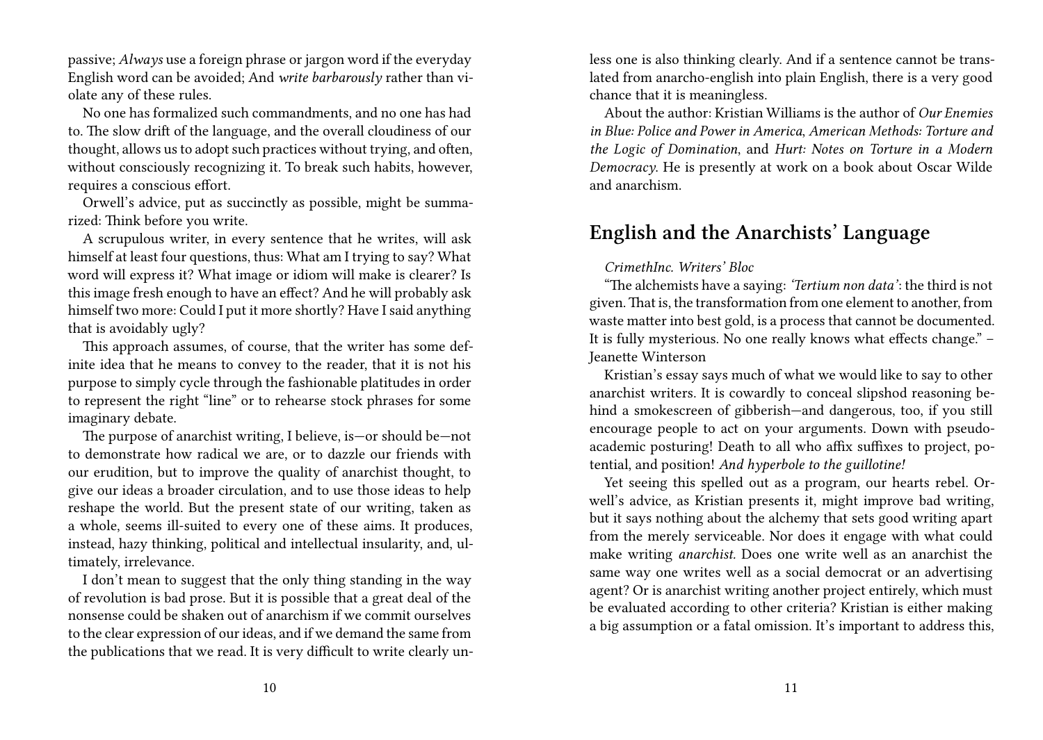passive; *Always* use a foreign phrase or jargon word if the everyday English word can be avoided; And *write barbarously* rather than violate any of these rules.

No one has formalized such commandments, and no one has had to. The slow drift of the language, and the overall cloudiness of our thought, allows us to adopt such practices without trying, and often, without consciously recognizing it. To break such habits, however, requires a conscious effort.

Orwell's advice, put as succinctly as possible, might be summarized: Think before you write.

A scrupulous writer, in every sentence that he writes, will ask himself at least four questions, thus: What am I trying to say? What word will express it? What image or idiom will make is clearer? Is this image fresh enough to have an effect? And he will probably ask himself two more: Could I put it more shortly? Have I said anything that is avoidably ugly?

This approach assumes, of course, that the writer has some definite idea that he means to convey to the reader, that it is not his purpose to simply cycle through the fashionable platitudes in order to represent the right "line" or to rehearse stock phrases for some imaginary debate.

The purpose of anarchist writing, I believe, is—or should be—not to demonstrate how radical we are, or to dazzle our friends with our erudition, but to improve the quality of anarchist thought, to give our ideas a broader circulation, and to use those ideas to help reshape the world. But the present state of our writing, taken as a whole, seems ill-suited to every one of these aims. It produces, instead, hazy thinking, political and intellectual insularity, and, ultimately, irrelevance.

I don't mean to suggest that the only thing standing in the way of revolution is bad prose. But it is possible that a great deal of the nonsense could be shaken out of anarchism if we commit ourselves to the clear expression of our ideas, and if we demand the same from the publications that we read. It is very difficult to write clearly unless one is also thinking clearly. And if a sentence cannot be translated from anarcho-english into plain English, there is a very good chance that it is meaningless.

About the author: Kristian Williams is the author of *Our Enemies in Blue: Police and Power in America*, *American Methods: Torture and the Logic of Domination*, and *Hurt: Notes on Torture in a Modern Democracy*. He is presently at work on a book about Oscar Wilde and anarchism.

## English and the Anarchists' Language

*CrimethInc. Writers' Bloc*

"The alchemists have a saying: *'Tertium non data'*: the third is not given. That is, the transformation from one element to another, from waste matter into best gold, is a process that cannot be documented. It is fully mysterious. No one really knows what effects change." – Jeanette Winterson

Kristian's essay says much of what we would like to say to other anarchist writers. It is cowardly to conceal slipshod reasoning behind a smokescreen of gibberish—and dangerous, too, if you still encourage people to act on your arguments. Down with pseudo-academic posturing! Death to all who affix suffixes to project, potential, and position! *And hyperbole to the guillotine!*

Yet seeing this spelled out as a program, our hearts rebel. Orwell's advice, as Kristian presents it, might improve bad writing, but it says nothing about the alchemy that sets good writing apart from the merely serviceable. Nor does it engage with what could make writing *anarchist*. Does one write well as an anarchist the same way one writes well as a social democrat or an advertising agent? Or is anarchist writing another project entirely, which must be evaluated according to other criteria? Kristian is either making a big assumption or a fatal omission. It's important to address this,